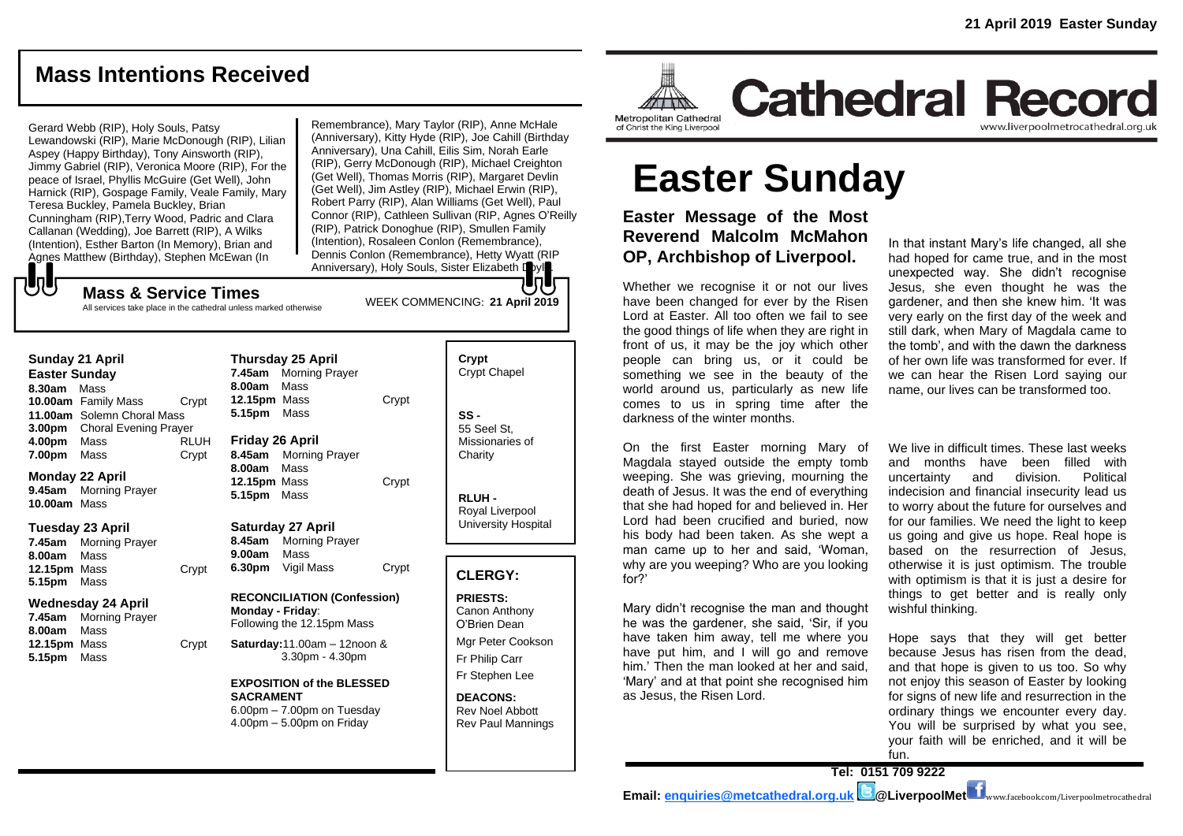# Mass Intentions Received

Gerard Webb (RIP), Holy Souls, Patsy Lewandowski (RIP), Marie McDonough (RIP), Lilian Aspey (Happy Birthday), Tony Ainsworth (RIP), Jimmy Gabriel (RIP), Veronica Moore (RIP), For the peace of Israel, Phyllis McGuire (Get Well), John Harnick (RIP), Gospage Family, Veale Family, Mary Teresa Buckley, Pamela Buckley, Brian Cunningham (RIP),Terry Wood, Padric and Clara Callanan (Wedding), Joe Barrett (RIP), A Wilks (Intention), Esther Barton (In Memory), Brian and Agnes Matthew (Birthday), Stephen McEwan (In Remembrance), Mary Taylor (RIP), Anne McHale (Anniversary), Kitty Hyde (RIP), Joe Cahill (Birthday Anniversary), Una Cahill, Eilis Sim, Norah Earle (RIP), Gerry McDonough (RIP), Michael Creighton (Get Well), Thomas Morris (RIP), Margaret Devlin (Get Well), Jim Astley (RIP), Michael Erwin (RIP), Robert Parry (RIP), Alan Williams (Get Well), Paul Connor (RIP), Cathleen Sullivan (RIP, Agnes O'Reilly (RIP), Patrick Donoghue (RIP), Smullen Family (Intention), Rosaleen Conlon (Remembrance), Dennis Conlon (Remembrance), Hetty Wyatt (RIP Anniversary), Holy Souls, Sister Elizabeth Doyle.

## Mass & Service Times

All services take place in the cathedral unless marked otherwise

WEEK COMMENCING: **21 April 2019**

**Sunday 21 April**
**Easter Sunday**
**8.30am** Mass
**10.00am** Family Mass — Crypt
**11.00am** Solemn Choral Mass
**3.00pm** Choral Evening Prayer
**4.00pm** Mass — RLUH
**7.00pm** Mass — Crypt

**Monday 22 April**
**9.45am** Morning Prayer
**10.00am** Mass

**Tuesday 23 April**
**7.45am** Morning Prayer
**8.00am** Mass
**12.15pm** Mass — Crypt
**5.15pm** Mass

**Wednesday 24 April**
**7.45am** Morning Prayer
**8.00am** Mass
**12.15pm** Mass — Crypt
**5.15pm** Mass

**Thursday 25 April**
**7.45am** Morning Prayer
**8.00am** Mass
**12.15pm** Mass — Crypt
**5.15pm** Mass

**Friday 26 April**
**8.45am** Morning Prayer
**8.00am** Mass
**12.15pm** Mass — Crypt
**5.15pm** Mass

**Saturday 27 April**
**8.45am** Morning Prayer
**9.00am** Mass
**6.30pm** Vigil Mass — Crypt

**RECONCILIATION (Confession)**
**Monday - Friday**:
Following the 12.15pm Mass

**Saturday:**11.00am – 12noon & 3.30pm - 4.30pm

**EXPOSITION of the BLESSED SACRAMENT**
6.00pm – 7.00pm on Tuesday
4.00pm – 5.00pm on Friday

**Crypt**
Crypt Chapel

**SS -**
55 Seel St, Missionaries of Charity

**RLUH -**
Royal Liverpool University Hospital

## CLERGY:

**PRIESTS:**
Canon Anthony O'Brien Dean
Mgr Peter Cookson
Fr Philip Carr
Fr Stephen Lee

**DEACONS:**
Rev Noel Abbott
Rev Paul Mannings

21 April 2019 Easter Sunday

Metropolitan Cathedral of Christ the King Liverpool

# Cathedral Record

www.liverpoolmetrocathedral.org.uk

# Easter Sunday

### Easter Message of the Most Reverend Malcolm McMahon OP, Archbishop of Liverpool.

Whether we recognise it or not our lives have been changed for ever by the Risen Lord at Easter. All too often we fail to see the good things of life when they are right in front of us, it may be the joy which other people can bring us, or it could be something we see in the beauty of the world around us, particularly as new life comes to us in spring time after the darkness of the winter months.

On the first Easter morning Mary of Magdala stayed outside the empty tomb weeping. She was grieving, mourning the death of Jesus. It was the end of everything that she had hoped for and believed in. Her Lord had been crucified and buried, now his body had been taken. As she wept a man came up to her and said, 'Woman, why are you weeping? Who are you looking for?'

Mary didn't recognise the man and thought he was the gardener, she said, 'Sir, if you have taken him away, tell me where you have put him, and I will go and remove him.' Then the man looked at her and said, 'Mary' and at that point she recognised him as Jesus, the Risen Lord.

In that instant Mary's life changed, all she had hoped for came true, and in the most unexpected way. She didn't recognise Jesus, she even thought he was the gardener, and then she knew him. 'It was very early on the first day of the week and still dark, when Mary of Magdala came to the tomb', and with the dawn the darkness of her own life was transformed for ever. If we can hear the Risen Lord saying our name, our lives can be transformed too.

We live in difficult times. These last weeks and months have been filled with uncertainty and division. Political indecision and financial insecurity lead us to worry about the future for ourselves and for our families. We need the light to keep us going and give us hope. Real hope is based on the resurrection of Jesus, otherwise it is just optimism. The trouble with optimism is that it is just a desire for things to get better and is really only wishful thinking.

Hope says that they will get better because Jesus has risen from the dead, and that hope is given to us too. So why not enjoy this season of Easter by looking for signs of new life and resurrection in the ordinary things we encounter every day. You will be surprised by what you see, your faith will be enriched, and it will be fun.

**Tel: 0151 709 9222**

**Email: enquiries@metcathedral.org.uk @LiverpoolMet** www.facebook.com/Liverpoolmetrocathedral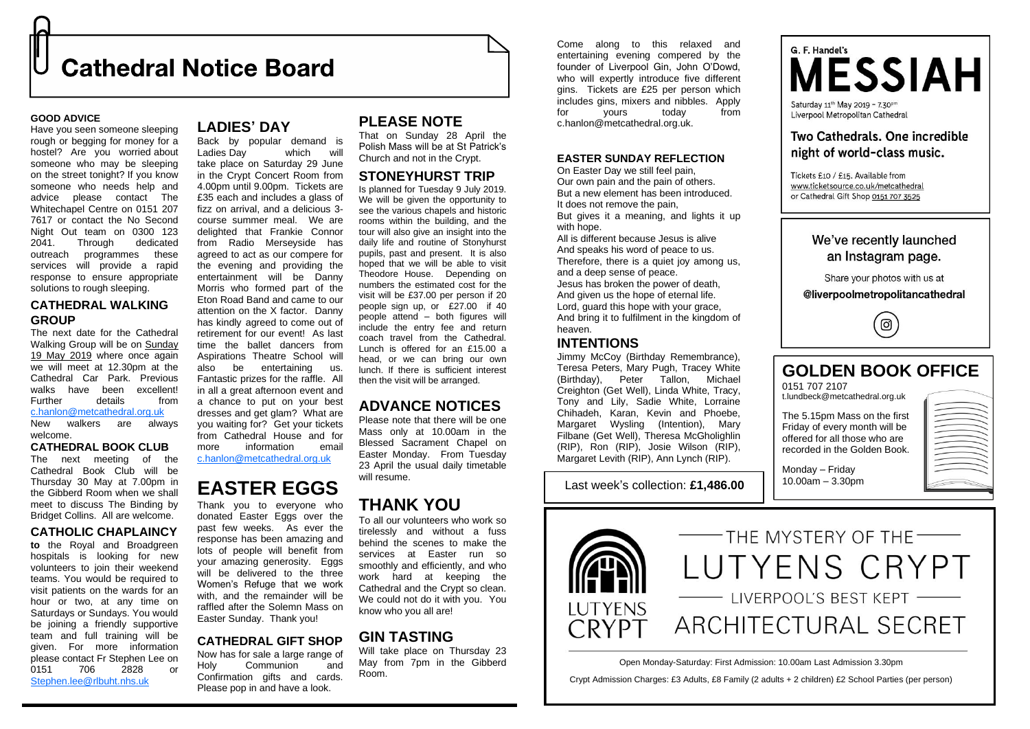# Cathedral Notice Board

### GOOD ADVICE

Have you seen someone sleeping rough or begging for money for a hostel? Are you worried about someone who may be sleeping on the street tonight? If you know someone who needs help and advice please contact The Whitechapel Centre on 0151 207 7617 or contact the No Second Night Out team on 0300 123 2041. Through dedicated outreach programmes these services will provide a rapid response to ensure appropriate solutions to rough sleeping.

### CATHEDRAL WALKING GROUP

The next date for the Cathedral Walking Group will be on Sunday 19 May 2019 where once again we will meet at 12.30pm at the Cathedral Car Park. Previous walks have been excellent! Further details from c.hanlon@metcathedral.org.uk New walkers are always welcome.

### CATHEDRAL BOOK CLUB

The next meeting of the Cathedral Book Club will be Thursday 30 May at 7.00pm in the Gibberd Room when we shall meet to discuss The Binding by Bridget Collins. All are welcome.

### CATHOLIC CHAPLAINCY

**to** the Royal and Broadgreen hospitals is looking for new volunteers to join their weekend teams. You would be required to visit patients on the wards for an hour or two, at any time on Saturdays or Sundays. You would be joining a friendly supportive team and full training will be given. For more information please contact Fr Stephen Lee on 0151 706 2828 or Stephen.lee@rlbuht.nhs.uk

## LADIES' DAY

Back by popular demand is Ladies Day which will take place on Saturday 29 June in the Crypt Concert Room from 4.00pm until 9.00pm. Tickets are £35 each and includes a glass of fizz on arrival, and a delicious 3-course summer meal. We are delighted that Frankie Connor from Radio Merseyside has agreed to act as our compere for the evening and providing the entertainment will be Danny Morris who formed part of the Eton Road Band and came to our attention on the X factor. Danny has kindly agreed to come out of retirement for our event! As last time the ballet dancers from Aspirations Theatre School will also be entertaining us. Fantastic prizes for the raffle. All in all a great afternoon event and a chance to put on your best dresses and get glam? What are you waiting for? Get your tickets from Cathedral House and for more information email c.hanlon@metcathedral.org.uk

# EASTER EGGS

Thank you to everyone who donated Easter Eggs over the past few weeks. As ever the response has been amazing and lots of people will benefit from your amazing generosity. Eggs will be delivered to the three Women's Refuge that we work with, and the remainder will be raffled after the Solemn Mass on Easter Sunday. Thank you!

### CATHEDRAL GIFT SHOP

Now has for sale a large range of Holy Communion and Confirmation gifts and cards. Please pop in and have a look.

## PLEASE NOTE

That on Sunday 28 April the Polish Mass will be at St Patrick's Church and not in the Crypt.

## STONEYHURST TRIP

Is planned for Tuesday 9 July 2019. We will be given the opportunity to see the various chapels and historic rooms within the building, and the tour will also give an insight into the daily life and routine of Stonyhurst pupils, past and present. It is also hoped that we will be able to visit Theodore House. Depending on numbers the estimated cost for the visit will be £37.00 per person if 20 people sign up, or £27.00 if 40 people attend – both figures will include the entry fee and return coach travel from the Cathedral. Lunch is offered for an £15.00 a head, or we can bring our own lunch. If there is sufficient interest then the visit will be arranged.

## ADVANCE NOTICES

Please note that there will be one Mass only at 10.00am in the Blessed Sacrament Chapel on Easter Monday. From Tuesday 23 April the usual daily timetable will resume.

# THANK YOU

To all our volunteers who work so tirelessly and without a fuss behind the scenes to make the services at Easter run so smoothly and efficiently, and who work hard at keeping the Cathedral and the Crypt so clean. We could not do it with you. You know who you all are!

## GIN TASTING

Will take place on Thursday 23 May from 7pm in the Gibberd Room.

Come along to this relaxed and entertaining evening compered by the founder of Liverpool Gin, John O'Dowd, who will expertly introduce five different gins. Tickets are £25 per person which includes gins, mixers and nibbles. Apply for yours today from c.hanlon@metcathedral.org.uk.

### EASTER SUNDAY REFLECTION

On Easter Day we still feel pain,
Our own pain and the pain of others.
But a new element has been introduced.
It does not remove the pain,
But gives it a meaning, and lights it up with hope.
All is different because Jesus is alive
And speaks his word of peace to us.
Therefore, there is a quiet joy among us, and a deep sense of peace.
Jesus has broken the power of death,
And given us the hope of eternal life.
Lord, guard this hope with your grace,
And bring it to fulfilment in the kingdom of heaven.

## INTENTIONS

Jimmy McCoy (Birthday Remembrance), Teresa Peters, Mary Pugh, Tracey White (Birthday), Peter Tallon, Michael Creighton (Get Well), Linda White, Tracy, Tony and Lily, Sadie White, Lorraine Chihadeh, Karan, Kevin and Phoebe, Margaret Wysling (Intention), Mary Filbane (Get Well), Theresa McGholighlin (RIP), Ron (RIP), Josie Wilson (RIP), Margaret Levith (RIP), Ann Lynch (RIP).

Last week's collection: **£1,486.00**

G. F. Handel's

# MESSIAH

Saturday 11th May 2019 – 7.30pm
Liverpool Metropolitan Cathedral

Two Cathedrals. One incredible night of world-class music.

Tickets £10 / £15. Available from www.ticketsource.co.uk/metcathedral or Cathedral Gift Shop 0151 707 3525

We've recently launched an Instagram page.

Share your photos with us at
@liverpoolmetropolitancathedral

## GOLDEN BOOK OFFICE

0151 707 2107
t.lundbeck@metcathedral.org.uk

The 5.15pm Mass on the first Friday of every month will be offered for all those who are recorded in the Golden Book.

Monday – Friday
10.00am – 3.30pm

LUTYENS CRYPT

THE MYSTERY OF THE
LUTYENS CRYPT
LIVERPOOL'S BEST KEPT
ARCHITECTURAL SECRET

Open Monday-Saturday: First Admission: 10.00am Last Admission 3.30pm

Crypt Admission Charges: £3 Adults, £8 Family (2 adults + 2 children) £2 School Parties (per person)